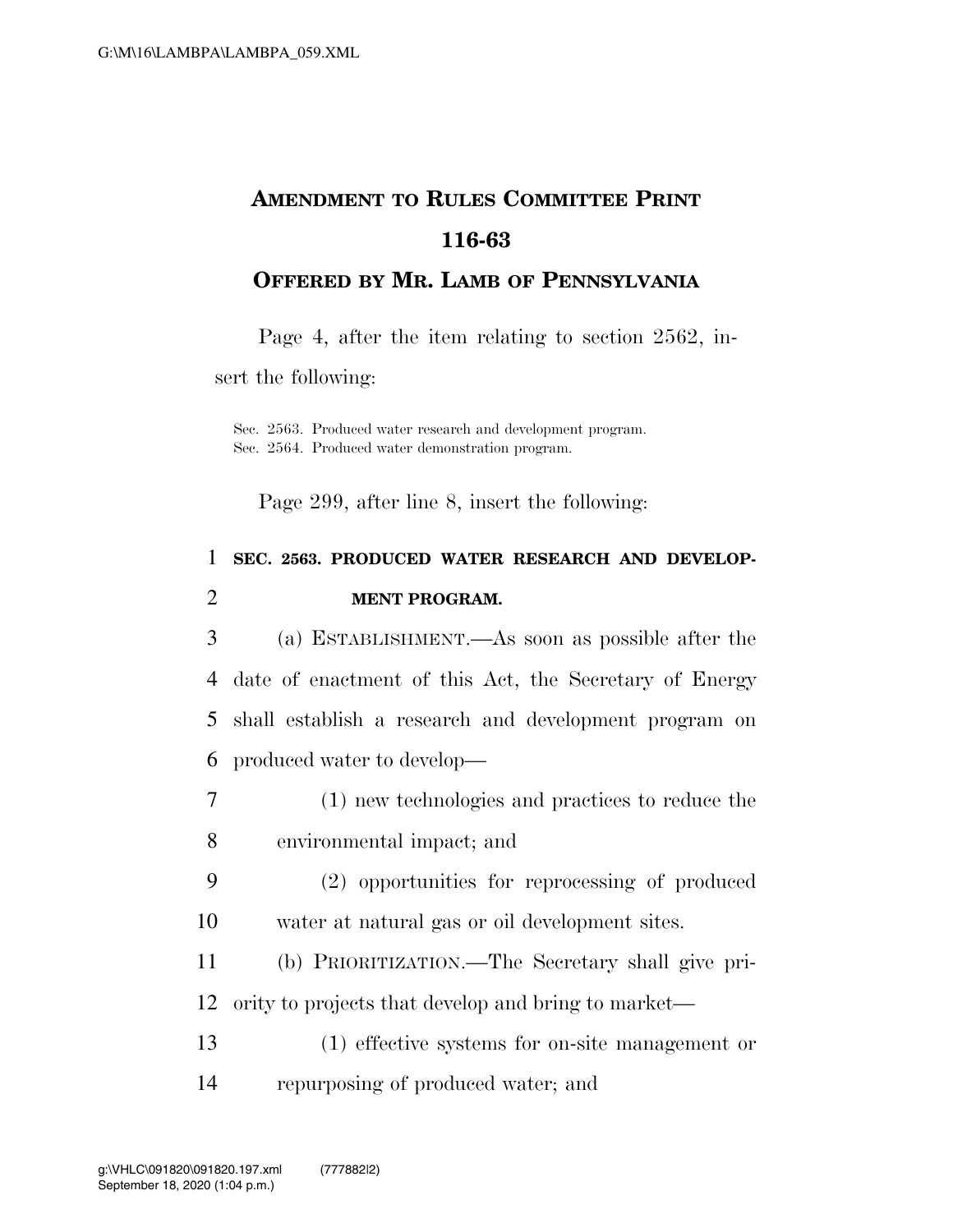# AMENDMENT TO RULES COMMITTEE PRINT 116-63

## OFFERED BY MR. LAMB OF PENNSYLVANIA

Page 4, after the item relating to section 2562, insert the following:

Sec. 2563. Produced water research and development program.
Sec. 2564. Produced water demonstration program.

Page 299, after line 8, insert the following:

**SEC. 2563. PRODUCED WATER RESEARCH AND DEVELOPMENT PROGRAM.**

(a) ESTABLISHMENT.—As soon as possible after the date of enactment of this Act, the Secretary of Energy shall establish a research and development program on produced water to develop—

(1) new technologies and practices to reduce the environmental impact; and

(2) opportunities for reprocessing of produced water at natural gas or oil development sites.

(b) PRIORITIZATION.—The Secretary shall give priority to projects that develop and bring to market—

(1) effective systems for on-site management or repurposing of produced water; and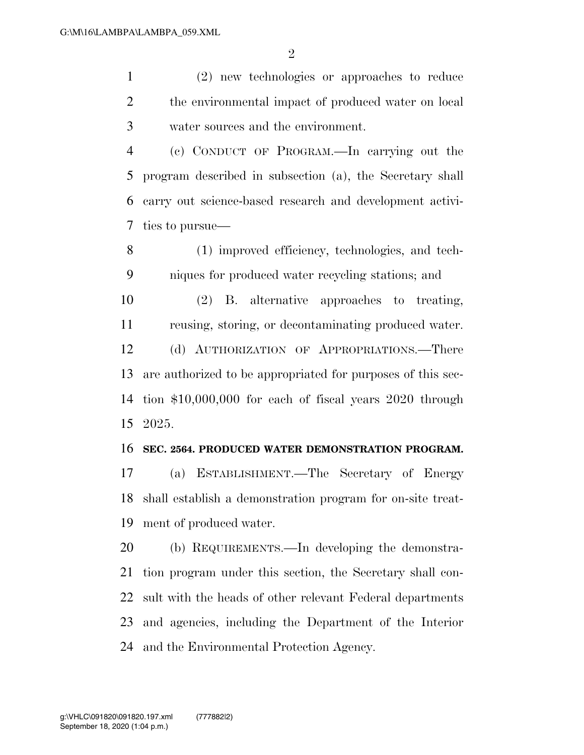(2) new technologies or approaches to reduce the environmental impact of produced water on local water sources and the environment.

(c) CONDUCT OF PROGRAM.—In carrying out the program described in subsection (a), the Secretary shall carry out science-based research and development activities to pursue—

(1) improved efficiency, technologies, and techniques for produced water recycling stations; and

(2) B. alternative approaches to treating, reusing, storing, or decontaminating produced water.

(d) AUTHORIZATION OF APPROPRIATIONS.—There are authorized to be appropriated for purposes of this section $10,000,000 for each of fiscal years 2020 through 2025.

**SEC. 2564. PRODUCED WATER DEMONSTRATION PROGRAM.**

(a) ESTABLISHMENT.—The Secretary of Energy shall establish a demonstration program for on-site treatment of produced water.

(b) REQUIREMENTS.—In developing the demonstration program under this section, the Secretary shall consult with the heads of other relevant Federal departments and agencies, including the Department of the Interior and the Environmental Protection Agency.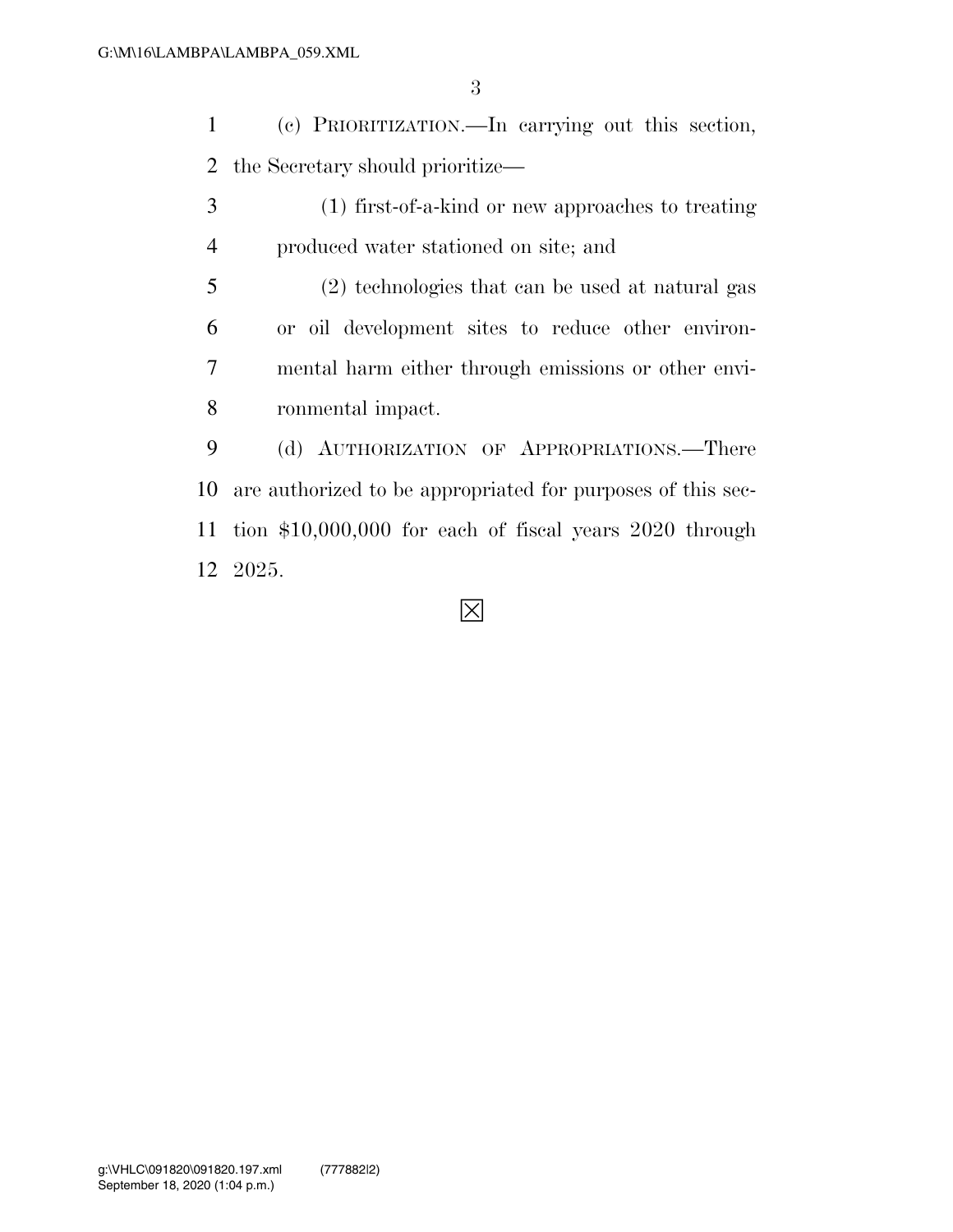(c) PRIORITIZATION.—In carrying out this section, the Secretary should prioritize—

(1) first-of-a-kind or new approaches to treating produced water stationed on site; and

(2) technologies that can be used at natural gas or oil development sites to reduce other environmental harm either through emissions or other environmental impact.

(d) AUTHORIZATION OF APPROPRIATIONS.—There are authorized to be appropriated for purposes of this section $10,000,000 for each of fiscal years 2020 through 2025.